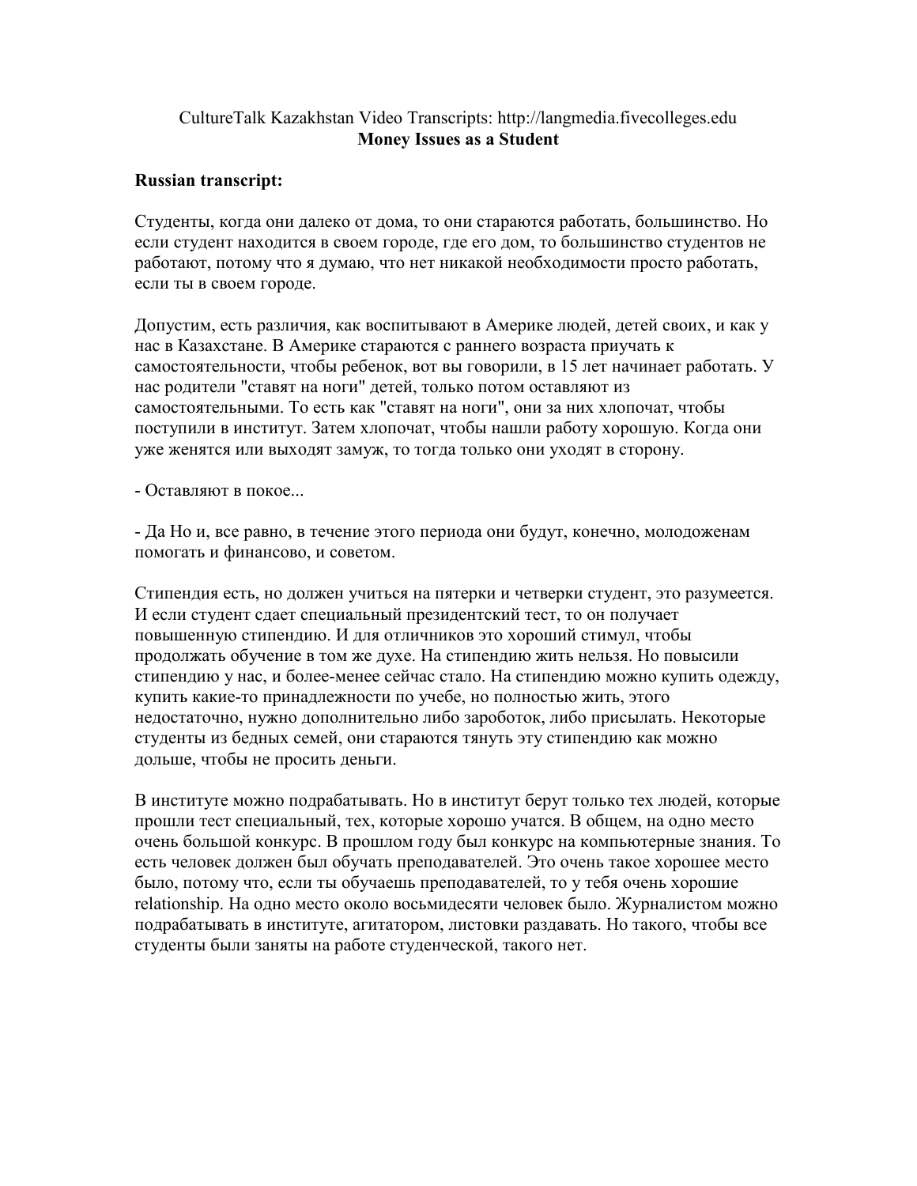CultureTalk Kazakhstan Video Transcripts: http://langmedia.fivecolleges.edu

**Money Issues as a Student**

**Russian transcript:**

Студенты, когда они далеко от дома, то они стараются работать, большинство. Но если студент находится в своем городе, где его дом, то большинство студентов не работают, потому что я думаю, что нет никакой необходимости просто работать, если ты в своем городе.

Допустим, есть различия, как воспитывают в Америке людей, детей своих, и как у нас в Казахстане. В Америке стараются с раннего возраста приучать к самостоятельности, чтобы ребенок, вот вы говорили, в 15 лет начинает работать. У нас родители "ставят на ноги" детей, только потом оставляют их самостоятельными. То есть как "ставят на ноги", они за них хлопочат, чтобы поступили в институт. Затем хлопочат, чтобы нашли работу хорошую. Когда они уже женятся или выходят замуж, то тогда только они уходят в сторону.

- Оставляют в покое...

- Да Но и, все равно, в течение этого периода они будут, конечно, молодоженам помогать и финансово, и советом.

Стипендия есть, но должен учиться на пятерки и четверки студент, это разумеется. И если студент сдает специальный президентский тест, то он получает повышенную стипендию. И для отличников это хороший стимул, чтобы продолжать обучение в том же духе. На стипендию жить нельзя. Но повысили стипендию у нас, и более-менее сейчас стало. На стипендию можно купить одежду, купить какие-то принадлежности по учебе, но полностью жить, этого недостаточно, нужно дополнительно либо зароботок, либо присылать. Некоторые студенты из бедных семей, они стараются тянуть эту стипендию как можно дольше, чтобы не просить деньги.

В институте можно подрабатывать. Но в институт берут только тех людей, которые прошли тест специальный, тех, которые хорошо учатся. В общем, на одно место очень большой конкурс. В прошлом году был конкурс на компьютерные знания. То есть человек должен был обучать преподавателей. Это очень такое хорошее место было, потому что, если ты обучаешь преподавателей, то у тебя очень хорошие relationship. На одно место около восьмидесяти человек было. Журналистом можно подрабатывать в институте, агитатором, листовки раздавать. Но такого, чтобы все студенты были заняты на работе студенческой, такого нет.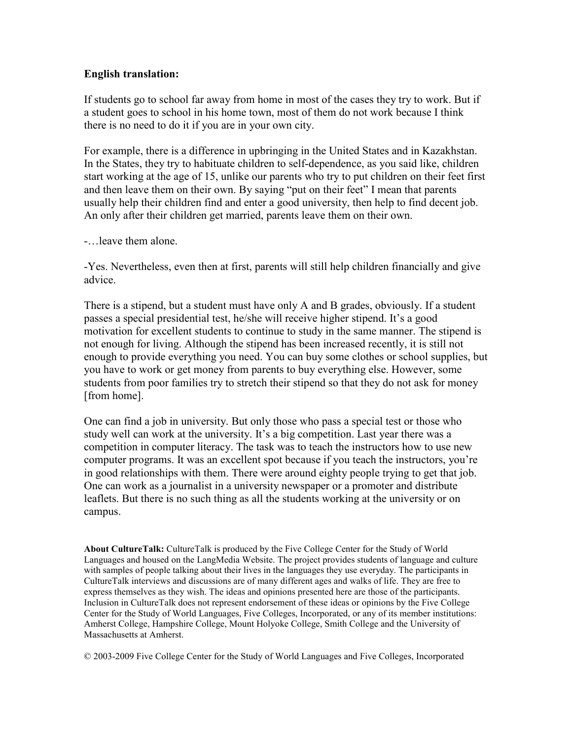**English translation:**

If students go to school far away from home in most of the cases they try to work. But if a student goes to school in his home town, most of them do not work because I think there is no need to do it if you are in your own city.

For example, there is a difference in upbringing in the United States and in Kazakhstan. In the States, they try to habituate children to self-dependence, as you said like, children start working at the age of 15, unlike our parents who try to put children on their feet first and then leave them on their own. By saying "put on their feet" I mean that parents usually help their children find and enter a good university, then help to find decent job. An only after their children get married, parents leave them on their own.

-…leave them alone.

-Yes. Nevertheless, even then at first, parents will still help children financially and give advice.

There is a stipend, but a student must have only A and B grades, obviously. If a student passes a special presidential test, he/she will receive higher stipend. It's a good motivation for excellent students to continue to study in the same manner. The stipend is not enough for living. Although the stipend has been increased recently, it is still not enough to provide everything you need. You can buy some clothes or school supplies, but you have to work or get money from parents to buy everything else. However, some students from poor families try to stretch their stipend so that they do not ask for money [from home].

One can find a job in university. But only those who pass a special test or those who study well can work at the university. It's a big competition. Last year there was a competition in computer literacy. The task was to teach the instructors how to use new computer programs. It was an excellent spot because if you teach the instructors, you're in good relationships with them. There were around eighty people trying to get that job. One can work as a journalist in a university newspaper or a promoter and distribute leaflets. But there is no such thing as all the students working at the university or on campus.

**About CultureTalk:** CultureTalk is produced by the Five College Center for the Study of World Languages and housed on the LangMedia Website. The project provides students of language and culture with samples of people talking about their lives in the languages they use everyday. The participants in CultureTalk interviews and discussions are of many different ages and walks of life. They are free to express themselves as they wish. The ideas and opinions presented here are those of the participants. Inclusion in CultureTalk does not represent endorsement of these ideas or opinions by the Five College Center for the Study of World Languages, Five Colleges, Incorporated, or any of its member institutions: Amherst College, Hampshire College, Mount Holyoke College, Smith College and the University of Massachusetts at Amherst.

© 2003-2009 Five College Center for the Study of World Languages and Five Colleges, Incorporated